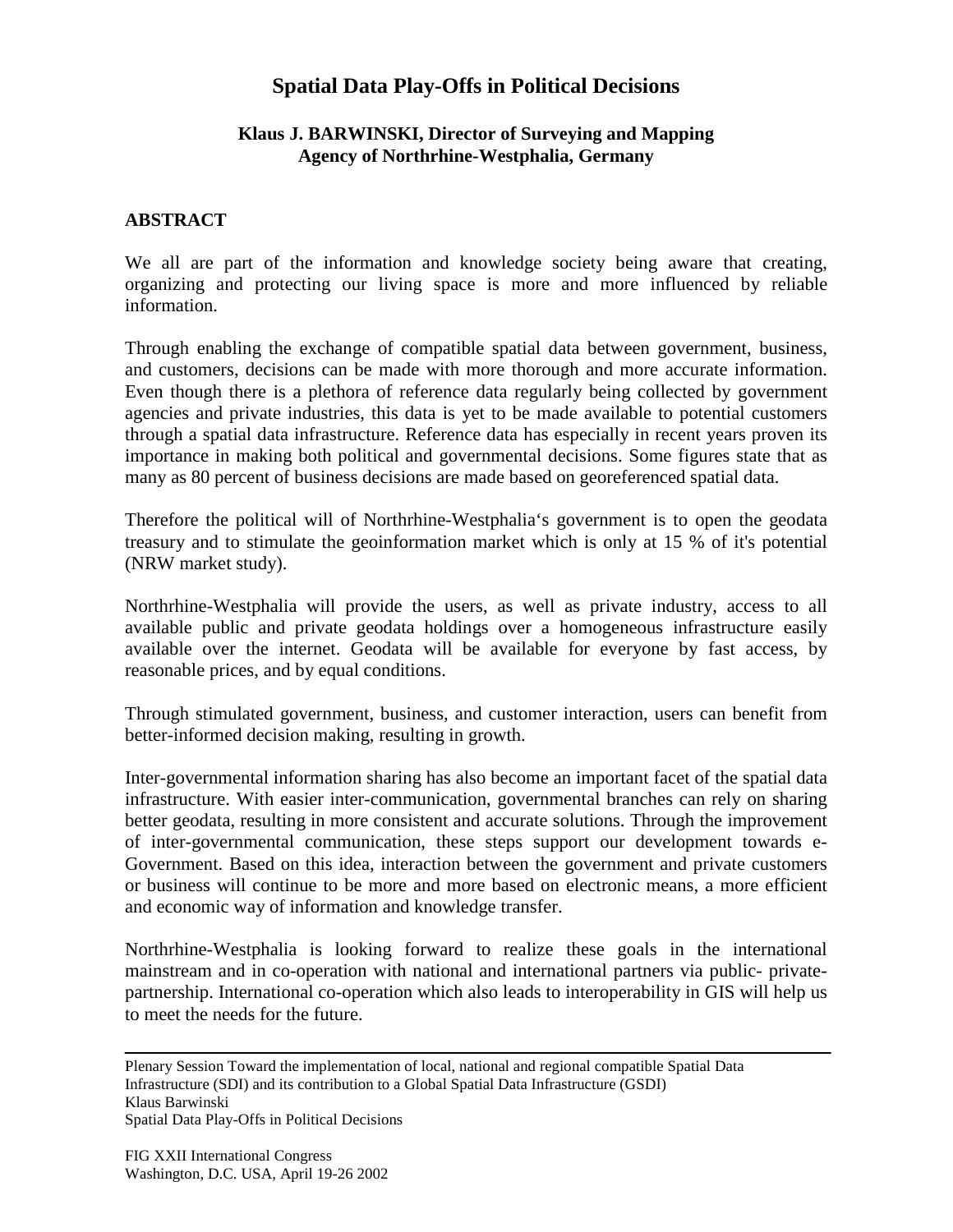# Spatial Data Play-Offs in Political Decisions

### Klaus J. BARWINSKI, Director of Surveying and Mapping Agency of Northrhine-Westphalia, Germany

## ABSTRACT

We all are part of the information and knowledge society being aware that creating, organizing and protecting our living space is more and more influenced by reliable information.

Through enabling the exchange of compatible spatial data between government, business, and customers, decisions can be made with more thorough and more accurate information. Even though there is a plethora of reference data regularly being collected by government agencies and private industries, this data is yet to be made available to potential customers through a spatial data infrastructure. Reference data has especially in recent years proven its importance in making both political and governmental decisions. Some figures state that as many as 80 percent of business decisions are made based on georeferenced spatial data.

Therefore the political will of Northrhine-Westphalia‘s government is to open the geodata treasury and to stimulate the geoinformation market which is only at 15 % of it's potential (NRW market study).

Northrhine-Westphalia will provide the users, as well as private industry, access to all available public and private geodata holdings over a homogeneous infrastructure easily available over the internet. Geodata will be available for everyone by fast access, by reasonable prices, and by equal conditions.

Through stimulated government, business, and customer interaction, users can benefit from better-informed decision making, resulting in growth.

Inter-governmental information sharing has also become an important facet of the spatial data infrastructure. With easier inter-communication, governmental branches can rely on sharing better geodata, resulting in more consistent and accurate solutions. Through the improvement of inter-governmental communication, these steps support our development towards e-Government. Based on this idea, interaction between the government and private customers or business will continue to be more and more based on electronic means, a more efficient and economic way of information and knowledge transfer.

Northrhine-Westphalia is looking forward to realize these goals in the international mainstream and in co-operation with national and international partners via public- private-partnership. International co-operation which also leads to interoperability in GIS will help us to meet the needs for the future.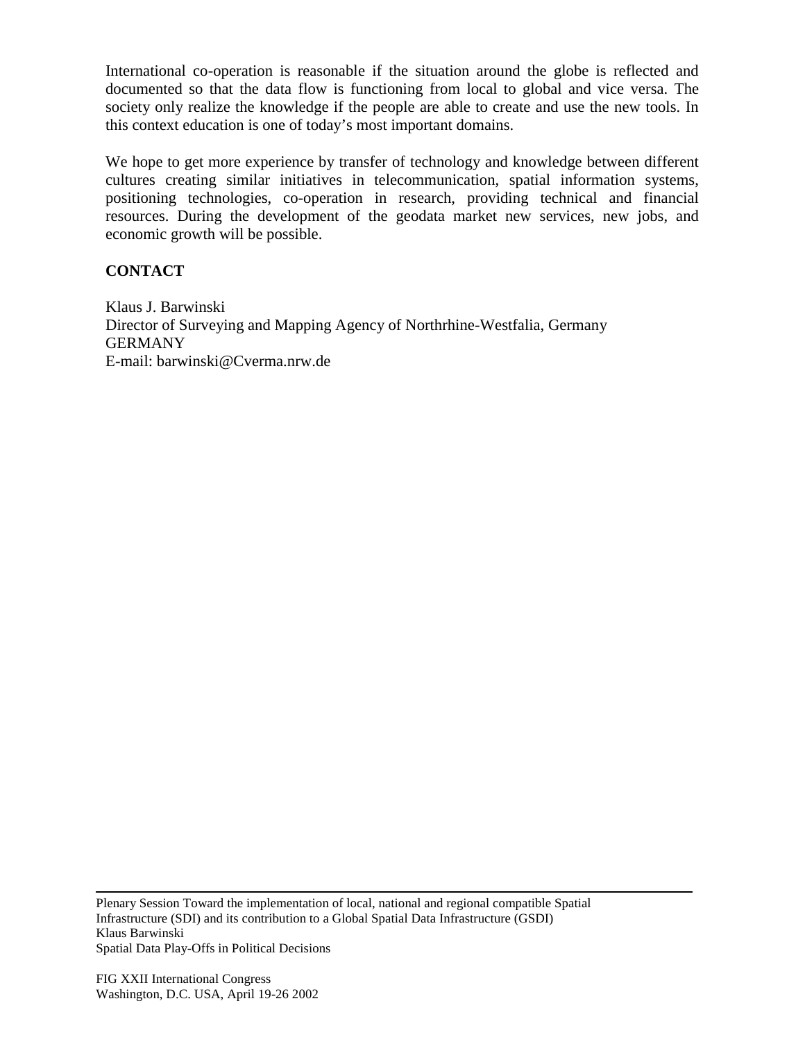International co-operation is reasonable if the situation around the globe is reflected and documented so that the data flow is functioning from local to global and vice versa. The society only realize the knowledge if the people are able to create and use the new tools. In this context education is one of today's most important domains.

We hope to get more experience by transfer of technology and knowledge between different cultures creating similar initiatives in telecommunication, spatial information systems, positioning technologies, co-operation in research, providing technical and financial resources. During the development of the geodata market new services, new jobs, and economic growth will be possible.

## CONTACT

Klaus J. Barwinski
Director of Surveying and Mapping Agency of Northrhine-Westfalia, Germany
GERMANY
E-mail: barwinski@Cverma.nrw.de